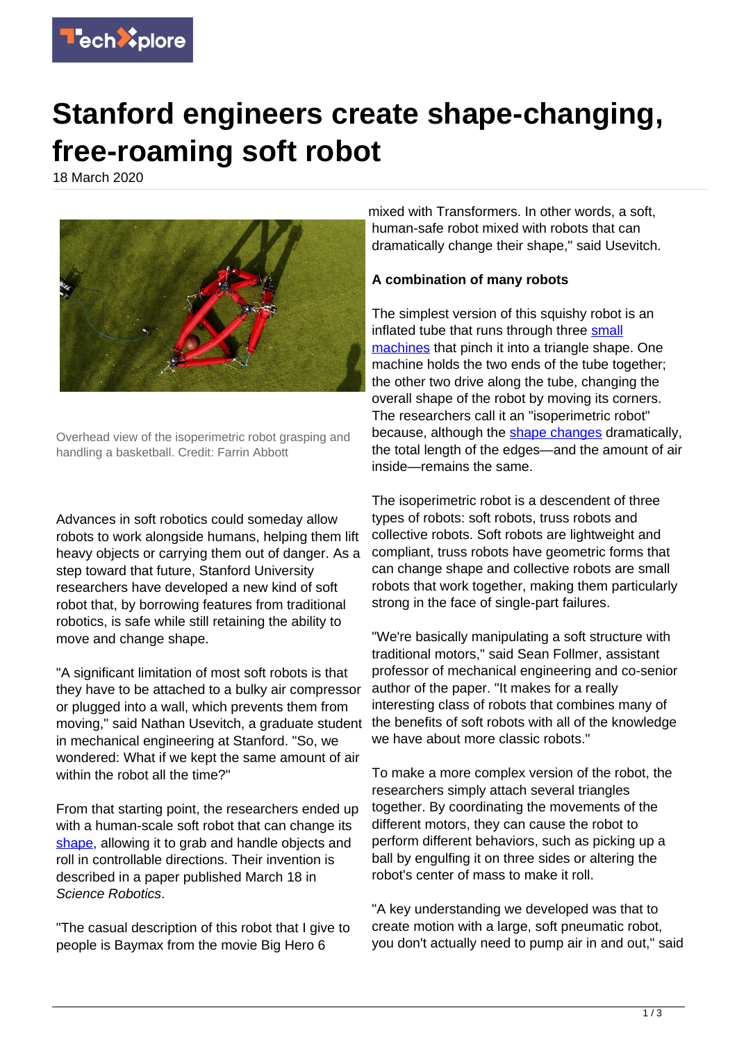# Stanford engineers create shape-changing, free-roaming soft robot

18 March 2020

Overhead view of the isoperimetric robot grasping and handling a basketball. Credit: Farrin Abbott

Advances in soft robotics could someday allow robots to work alongside humans, helping them lift heavy objects or carrying them out of danger. As a step toward that future, Stanford University researchers have developed a new kind of soft robot that, by borrowing features from traditional robotics, is safe while still retaining the ability to move and change shape.

"A significant limitation of most soft robots is that they have to be attached to a bulky air compressor or plugged into a wall, which prevents them from moving," said Nathan Usevitch, a graduate student in mechanical engineering at Stanford. "So, we wondered: What if we kept the same amount of air within the robot all the time?"

From that starting point, the researchers ended up with a human-scale soft robot that can change its shape, allowing it to grab and handle objects and roll in controllable directions. Their invention is described in a paper published March 18 in *Science Robotics*.

"The casual description of this robot that I give to people is Baymax from the movie Big Hero 6 mixed with Transformers. In other words, a soft, human-safe robot mixed with robots that can dramatically change their shape," said Usevitch.

**A combination of many robots**

The simplest version of this squishy robot is an inflated tube that runs through three small machines that pinch it into a triangle shape. One machine holds the two ends of the tube together; the other two drive along the tube, changing the overall shape of the robot by moving its corners. The researchers call it an "isoperimetric robot" because, although the shape changes dramatically, the total length of the edges—and the amount of air inside—remains the same.

The isoperimetric robot is a descendent of three types of robots: soft robots, truss robots and collective robots. Soft robots are lightweight and compliant, truss robots have geometric forms that can change shape and collective robots are small robots that work together, making them particularly strong in the face of single-part failures.

"We're basically manipulating a soft structure with traditional motors," said Sean Follmer, assistant professor of mechanical engineering and co-senior author of the paper. "It makes for a really interesting class of robots that combines many of the benefits of soft robots with all of the knowledge we have about more classic robots."

To make a more complex version of the robot, the researchers simply attach several triangles together. By coordinating the movements of the different motors, they can cause the robot to perform different behaviors, such as picking up a ball by engulfing it on three sides or altering the robot's center of mass to make it roll.

"A key understanding we developed was that to create motion with a large, soft pneumatic robot, you don't actually need to pump air in and out," said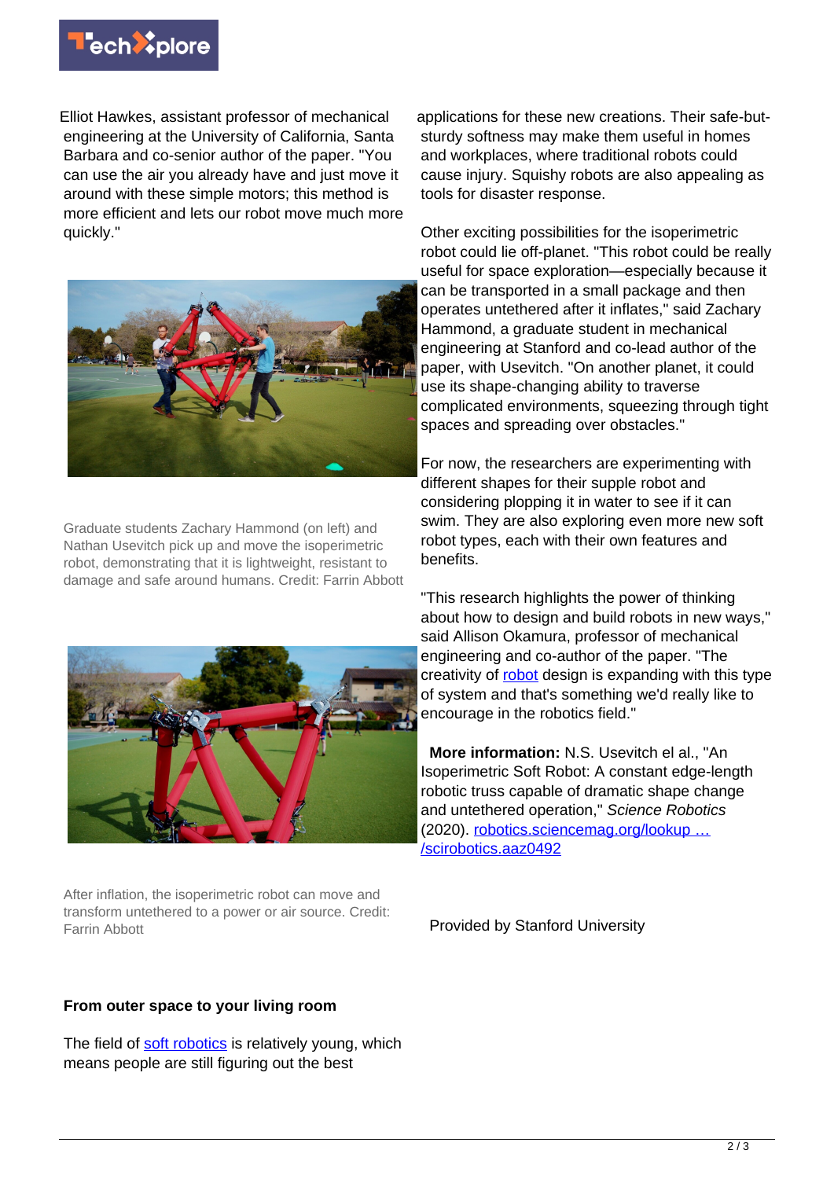Elliot Hawkes, assistant professor of mechanical engineering at the University of California, Santa Barbara and co-senior author of the paper. "You can use the air you already have and just move it around with these simple motors; this method is more efficient and lets our robot move much more quickly."

Graduate students Zachary Hammond (on left) and Nathan Usevitch pick up and move the isoperimetric robot, demonstrating that it is lightweight, resistant to damage and safe around humans. Credit: Farrin Abbott

After inflation, the isoperimetric robot can move and transform untethered to a power or air source. Credit: Farrin Abbott

**From outer space to your living room**

The field of soft robotics is relatively young, which means people are still figuring out the best applications for these new creations. Their safe-but-sturdy softness may make them useful in homes and workplaces, where traditional robots could cause injury. Squishy robots are also appealing as tools for disaster response.

Other exciting possibilities for the isoperimetric robot could lie off-planet. "This robot could be really useful for space exploration—especially because it can be transported in a small package and then operates untethered after it inflates," said Zachary Hammond, a graduate student in mechanical engineering at Stanford and co-lead author of the paper, with Usevitch. "On another planet, it could use its shape-changing ability to traverse complicated environments, squeezing through tight spaces and spreading over obstacles."

For now, the researchers are experimenting with different shapes for their supple robot and considering plopping it in water to see if it can swim. They are also exploring even more new soft robot types, each with their own features and benefits.

"This research highlights the power of thinking about how to design and build robots in new ways," said Allison Okamura, professor of mechanical engineering and co-author of the paper. "The creativity of robot design is expanding with this type of system and that's something we'd really like to encourage in the robotics field."

**More information:** N.S. Usevitch el al., "An Isoperimetric Soft Robot: A constant edge-length robotic truss capable of dramatic shape change and untethered operation," *Science Robotics* (2020). robotics.sciencemag.org/lookup … /scirobotics.aaz0492

Provided by Stanford University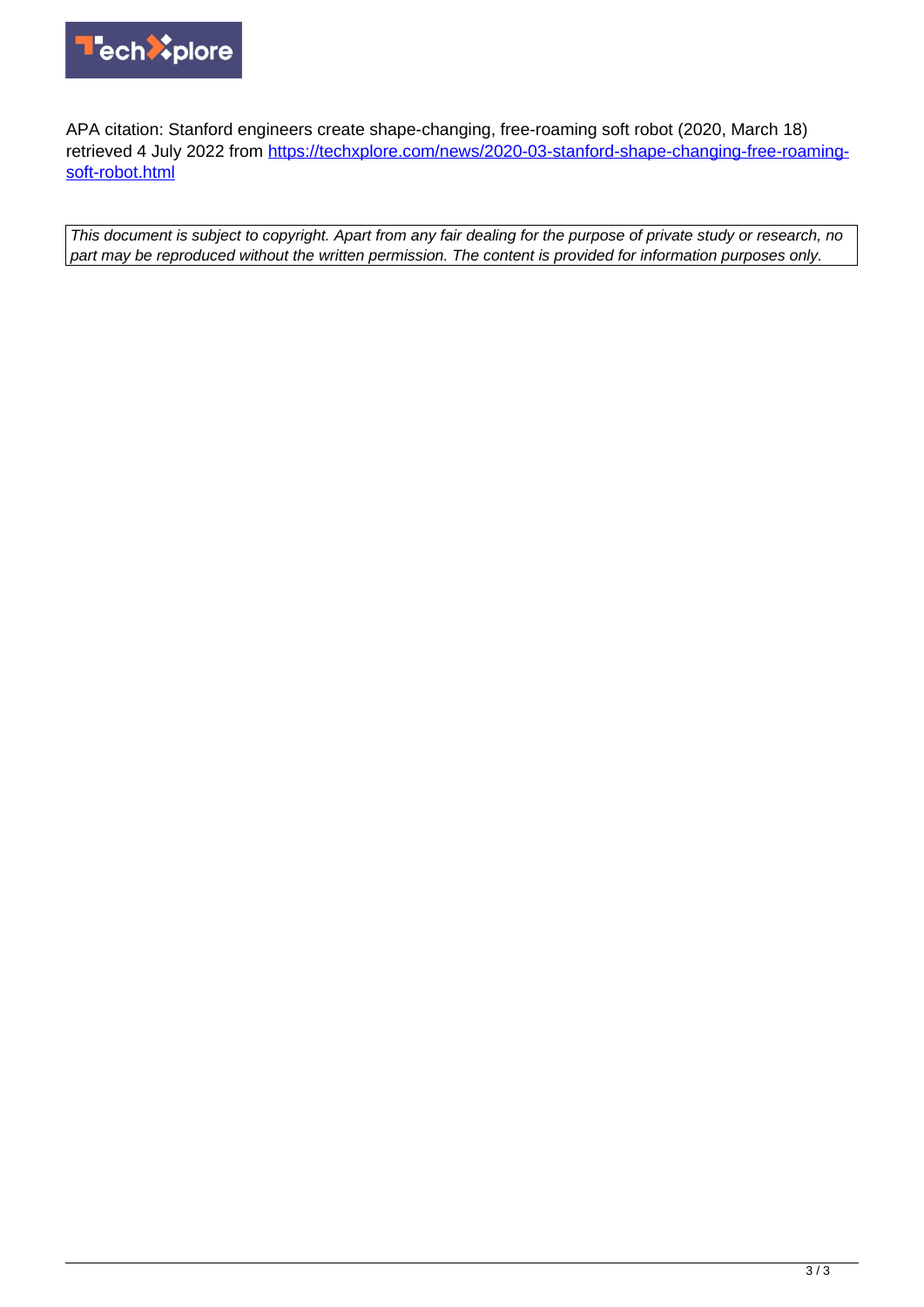APA citation: Stanford engineers create shape-changing, free-roaming soft robot (2020, March 18) retrieved 4 July 2022 from https://techxplore.com/news/2020-03-stanford-shape-changing-free-roaming-soft-robot.html

*This document is subject to copyright. Apart from any fair dealing for the purpose of private study or research, no part may be reproduced without the written permission. The content is provided for information purposes only.*